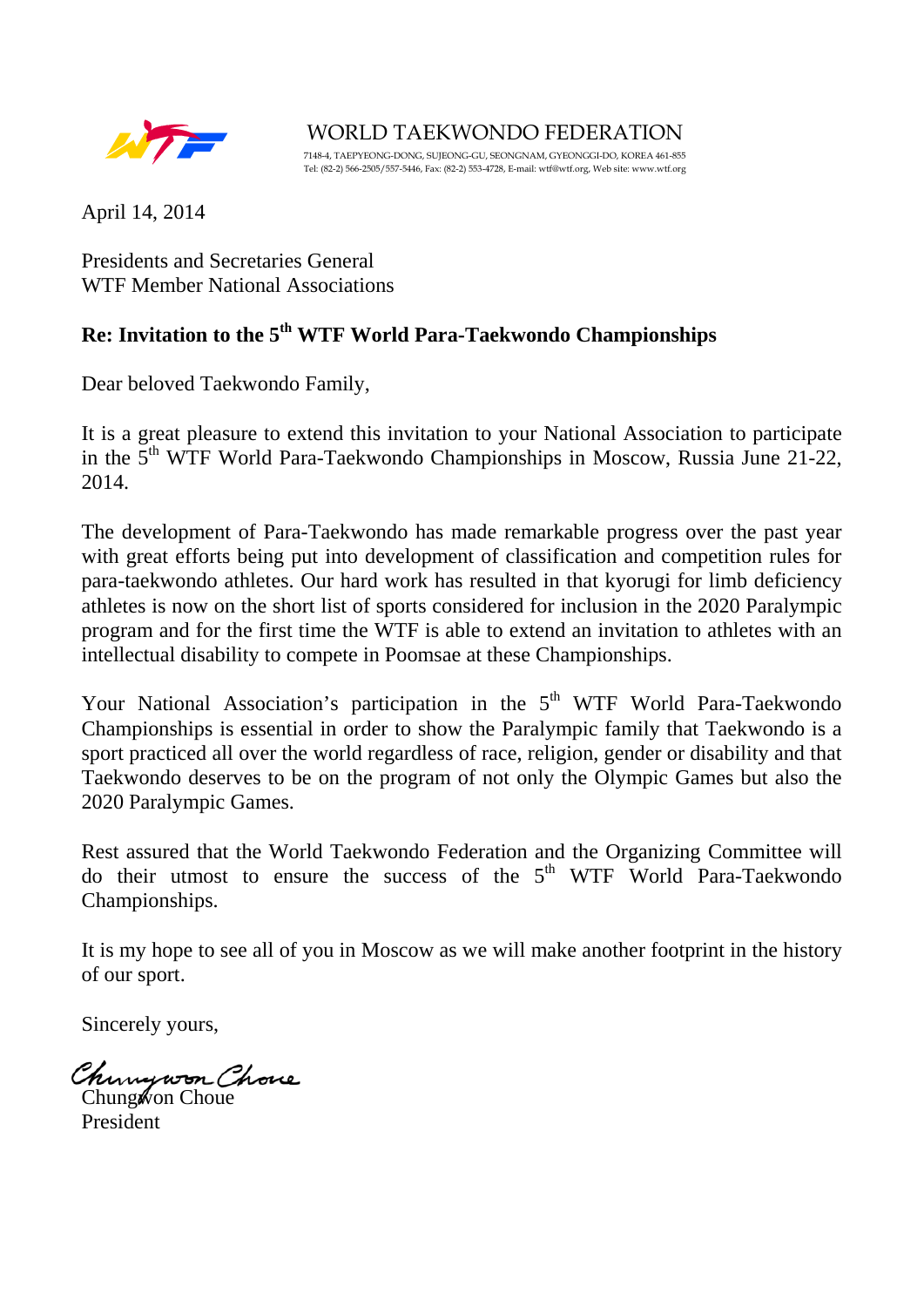WORLD TAEKWONDO FEDERATION

7148-4, TAEPYEONG-DONG, SUJEONG-GU, SEONGNAM, GYEONGGI-DO, KOREA 461-855
Tel: (82-2) 566-2505/557-5446, Fax: (82-2) 553-4728, E-mail: wtf@wtf.org, Web site: www.wtf.org

April 14, 2014

Presidents and Secretaries General
WTF Member National Associations

**Re: Invitation to the 5th WTF World Para-Taekwondo Championships**

Dear beloved Taekwondo Family,

It is a great pleasure to extend this invitation to your National Association to participate in the 5th WTF World Para-Taekwondo Championships in Moscow, Russia June 21-22, 2014.

The development of Para-Taekwondo has made remarkable progress over the past year with great efforts being put into development of classification and competition rules for para-taekwondo athletes. Our hard work has resulted in that kyorugi for limb deficiency athletes is now on the short list of sports considered for inclusion in the 2020 Paralympic program and for the first time the WTF is able to extend an invitation to athletes with an intellectual disability to compete in Poomsae at these Championships.

Your National Association's participation in the 5th WTF World Para-Taekwondo Championships is essential in order to show the Paralympic family that Taekwondo is a sport practiced all over the world regardless of race, religion, gender or disability and that Taekwondo deserves to be on the program of not only the Olympic Games but also the 2020 Paralympic Games.

Rest assured that the World Taekwondo Federation and the Organizing Committee will do their utmost to ensure the success of the 5th WTF World Para-Taekwondo Championships.

It is my hope to see all of you in Moscow as we will make another footprint in the history of our sport.

Sincerely yours,

Chungwon Choue
President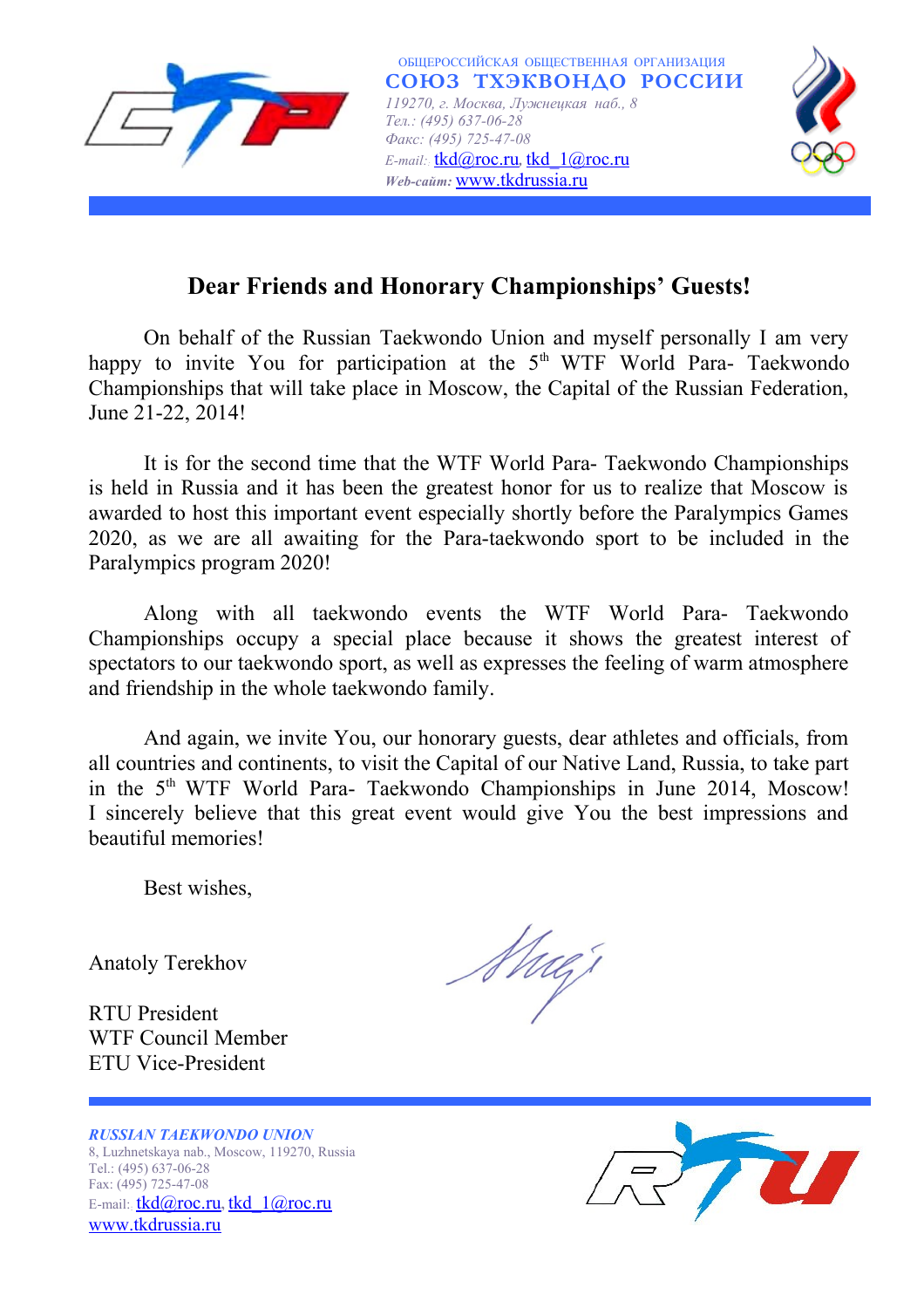ОБЩЕРОССИЙСКАЯ ОБЩЕСТВЕННАЯ ОРГАНИЗАЦИЯ
**СОЮЗ ТХЭКВОНДО РОССИИ**
*119270, г. Москва, Лужнецкая наб., 8*
*Тел.: (495) 637-06-28*
*Факс: (495) 725-47-08*
*E-mail:* tkd@roc.ru, tkd_1@roc.ru
***Web-сайт:*** www.tkdrussia.ru

## Dear Friends and Honorary Championships' Guests!

On behalf of the Russian Taekwondo Union and myself personally I am very happy to invite You for participation at the 5th WTF World Para- Taekwondo Championships that will take place in Moscow, the Capital of the Russian Federation, June 21-22, 2014!

It is for the second time that the WTF World Para- Taekwondo Championships is held in Russia and it has been the greatest honor for us to realize that Moscow is awarded to host this important event especially shortly before the Paralympics Games 2020, as we are all awaiting for the Para-taekwondo sport to be included in the Paralympics program 2020!

Along with all taekwondo events the WTF World Para- Taekwondo Championships occupy a special place because it shows the greatest interest of spectators to our taekwondo sport, as well as expresses the feeling of warm atmosphere and friendship in the whole taekwondo family.

And again, we invite You, our honorary guests, dear athletes and officials, from all countries and continents, to visit the Capital of our Native Land, Russia, to take part in the 5th WTF World Para- Taekwondo Championships in June 2014, Moscow! I sincerely believe that this great event would give You the best impressions and beautiful memories!

Best wishes,

Anatoly Terekhov

RTU President
WTF Council Member
ETU Vice-President

***RUSSIAN TAEKWONDO UNION***
8, Luzhnetskaya nab., Moscow, 119270, Russia
Tel.: (495) 637-06-28
Fax: (495) 725-47-08
E-mail: tkd@roc.ru, tkd_1@roc.ru
www.tkdrussia.ru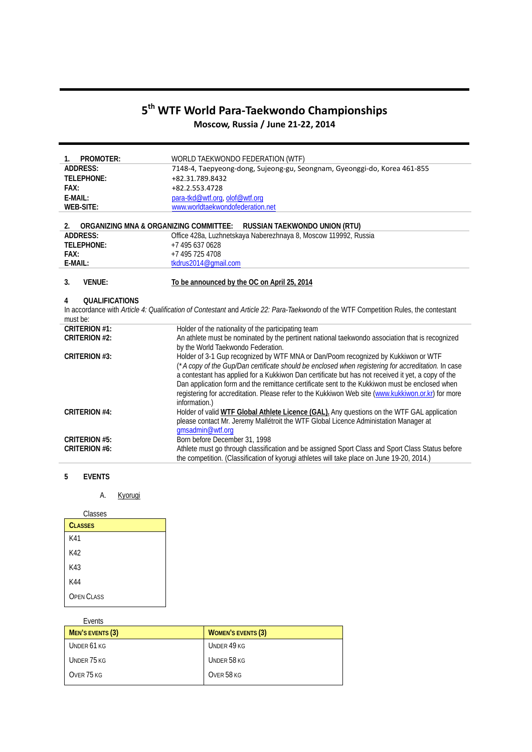# 5th WTF World Para-Taekwondo Championships

## Moscow, Russia / June 21-22, 2014

| **1. PROMOTER:** | WORLD TAEKWONDO FEDERATION (WTF) |
|---|---|
| **ADDRESS:** | 7148-4, Taepyeong-dong, Sujeong-gu, Seongnam, Gyeonggi-do, Korea 461-855 |
| **TELEPHONE:** | +82.31.789.8432 |
| **FAX:** | +82.2.553.4728 |
| **E-MAIL:** | para-tkd@wtf.org, olof@wtf.org |
| **WEB-SITE:** | www.worldtaekwondofederation.net |

| **2. ORGANIZING MNA & ORGANIZING COMMITTEE:** | **RUSSIAN TAEKWONDO UNION (RTU)** |
|---|---|
| **ADDRESS:** | Office 428a, Luzhnetskaya Naberezhnaya 8, Moscow 119992, Russia |
| **TELEPHONE:** | +7 495 637 0628 |
| **FAX:** | +7 495 725 4708 |
| **E-MAIL:** | tkdrus2014@gmail.com |

**3. VENUE:** **To be announced by the OC on April 25, 2014**

**4 QUALIFICATIONS**

In accordance with *Article 4: Qualification of Contestant* and *Article 22: Para-Taekwondo* of the WTF Competition Rules, the contestant must be:

| | |
|---|---|
| **CRITERION #1:** | Holder of the nationality of the participating team |
| **CRITERION #2:** | An athlete must be nominated by the pertinent national taekwondo association that is recognized by the World Taekwondo Federation. |
| **CRITERION #3:** | Holder of 3-1 Gup recognized by WTF MNA or Dan/Poom recognized by Kukkiwon or WTF (*\* A copy of the Gup/Dan certificate should be enclosed when registering for accreditation.* In case a contestant has applied for a Kukkiwon Dan certificate but has not received it yet, a copy of the Dan application form and the remittance certificate sent to the Kukkiwon must be enclosed when registering for accreditation. Please refer to the Kukkiwon Web site (www.kukkiwon.or.kr) for more information.) |
| **CRITERION #4:** | Holder of valid **WTF Global Athlete Licence (GAL).** Any questions on the WTF GAL application please contact Mr. Jeremy Mallétroit the WTF Global Licence Administation Manager at gmsadmin@wtf.org |
| **CRITERION #5:** | Born before December 31, 1998 |
| **CRITERION #6:** | Athlete must go through classification and be assigned Sport Class and Sport Class Status before the competition. (Classification of kyorugi athletes will take place on June 19-20, 2014.) |

**5 EVENTS**

A. Kyorugi

Classes

| CLASSES |
|---|
| K41 |
| K42 |
| K43 |
| K44 |
| OPEN CLASS |

Events

| MEN'S EVENTS (3) | WOMEN'S EVENTS (3) |
|---|---|
| UNDER 61 KG | UNDER 49 KG |
| UNDER 75 KG | UNDER 58 KG |
| OVER 75 KG | OVER 58 KG |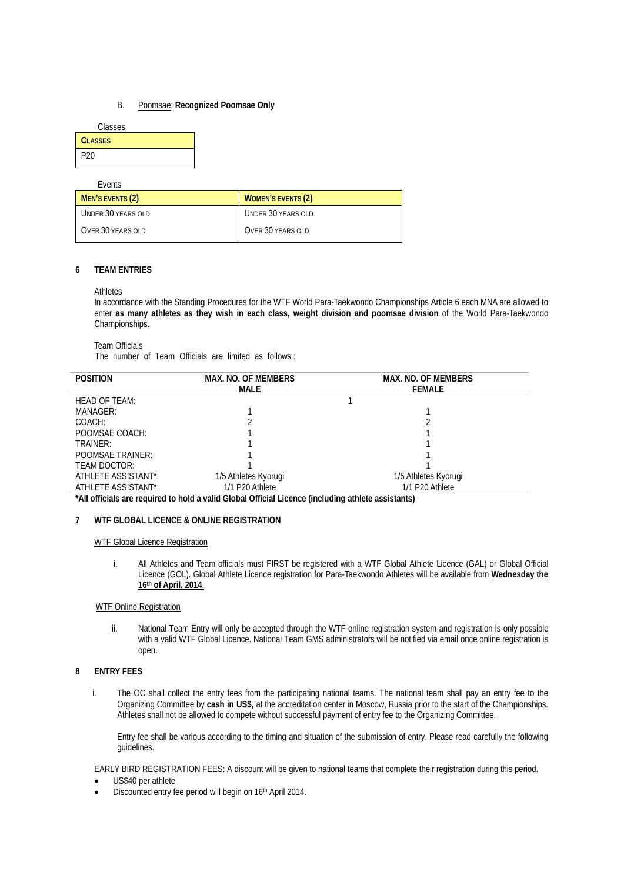B. Poomsae: **Recognized Poomsae Only**

Classes

| **CLASSES** |
|---|
| P20 |

Events

| **MEN'S EVENTS (2)** | **WOMEN'S EVENTS (2)** |
|---|---|
| UNDER 30 YEARS OLD | UNDER 30 YEARS OLD |
| OVER 30 YEARS OLD | OVER 30 YEARS OLD |

## 6 TEAM ENTRIES

Athletes

In accordance with the Standing Procedures for the WTF World Para-Taekwondo Championships Article 6 each MNA are allowed to enter **as many athletes as they wish in each class, weight division and poomsae division** of the World Para-Taekwondo Championships.

Team Officials

The number of Team Officials are limited as follows :

| POSITION | MAX. NO. OF MEMBERS MALE | MAX. NO. OF MEMBERS FEMALE |
|---|---|---|
| HEAD OF TEAM: | 1 | |
| MANAGER: | 1 | 1 |
| COACH: | 2 | 2 |
| POOMSAE COACH: | 1 | 1 |
| TRAINER: | 1 | 1 |
| POOMSAE TRAINER: | 1 | 1 |
| TEAM DOCTOR: | 1 | 1 |
| ATHLETE ASSISTANT*: | 1/5 Athletes Kyorugi | 1/5 Athletes Kyorugi |
| ATHLETE ASSISTANT*: | 1/1 P20 Athlete | 1/1 P20 Athlete |

***All officials are required to hold a valid Global Official Licence (including athlete assistants)**

## 7 WTF GLOBAL LICENCE & ONLINE REGISTRATION

WTF Global Licence Registration

i. All Athletes and Team officials must FIRST be registered with a WTF Global Athlete Licence (GAL) or Global Official Licence (GOL). Global Athlete Licence registration for Para-Taekwondo Athletes will be available from **Wednesday the 16th of April, 2014**.

WTF Online Registration

ii. National Team Entry will only be accepted through the WTF online registration system and registration is only possible with a valid WTF Global Licence. National Team GMS administrators will be notified via email once online registration is open.

## 8 ENTRY FEES

i. The OC shall collect the entry fees from the participating national teams. The national team shall pay an entry fee to the Organizing Committee by **cash in US$,** at the accreditation center in Moscow, Russia prior to the start of the Championships. Athletes shall not be allowed to compete without successful payment of entry fee to the Organizing Committee.

Entry fee shall be various according to the timing and situation of the submission of entry. Please read carefully the following guidelines.

EARLY BIRD REGISTRATION FEES: A discount will be given to national teams that complete their registration during this period.

- US$40 per athlete
- Discounted entry fee period will begin on 16th April 2014.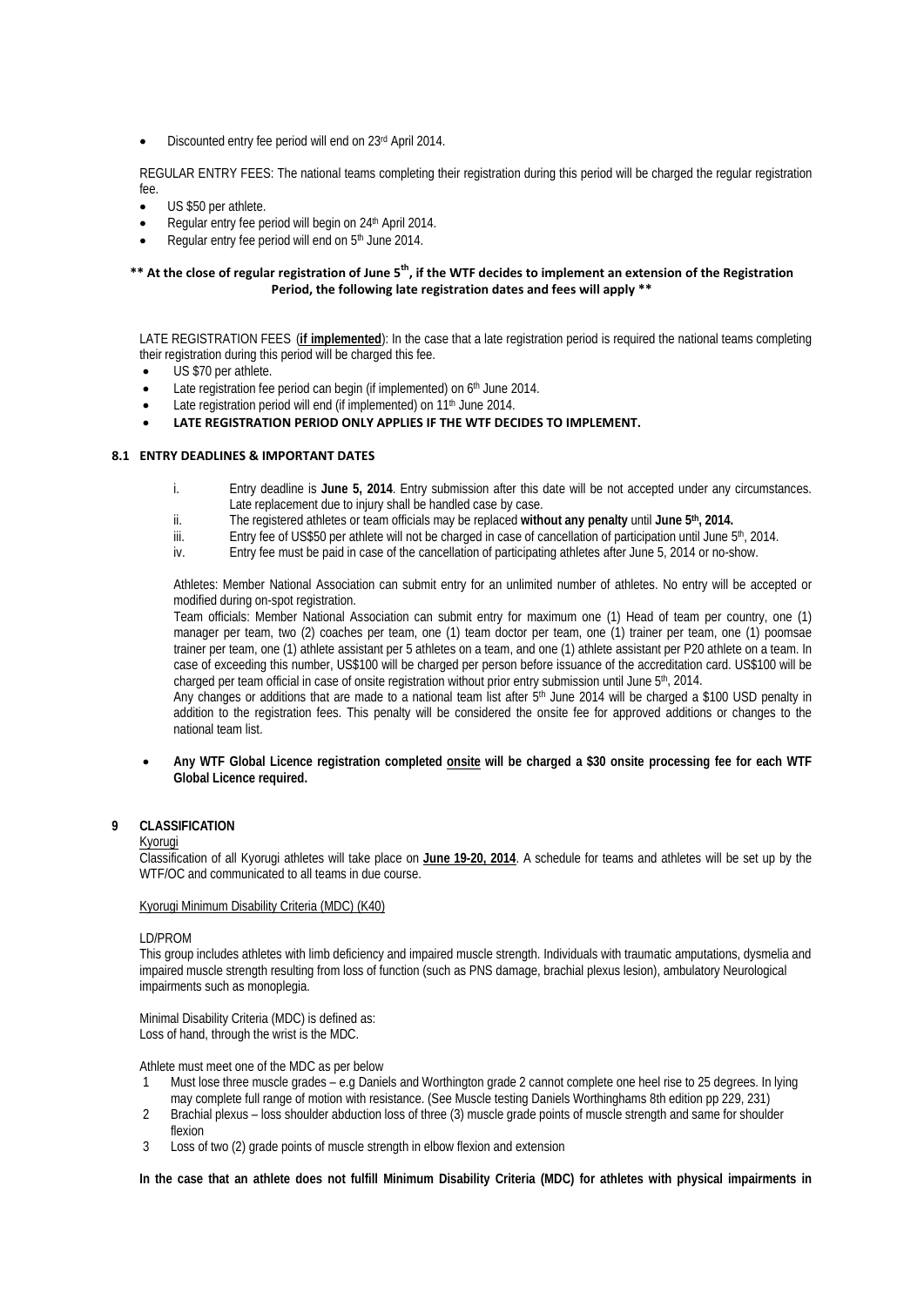- Discounted entry fee period will end on 23rd April 2014.

REGULAR ENTRY FEES: The national teams completing their registration during this period will be charged the regular registration fee.

- US $50 per athlete.
- Regular entry fee period will begin on 24th April 2014.
- Regular entry fee period will end on 5th June 2014.

**\*\* At the close of regular registration of June 5th, if the WTF decides to implement an extension of the Registration Period, the following late registration dates and fees will apply \*\***

LATE REGISTRATION FEES (**if implemented**): In the case that a late registration period is required the national teams completing their registration during this period will be charged this fee.

- US $70 per athlete.
- Late registration fee period can begin (if implemented) on 6th June 2014.
- Late registration period will end (if implemented) on 11th June 2014.
- **LATE REGISTRATION PERIOD ONLY APPLIES IF THE WTF DECIDES TO IMPLEMENT.**

### 8.1 ENTRY DEADLINES & IMPORTANT DATES

i. Entry deadline is **June 5, 2014**. Entry submission after this date will be not accepted under any circumstances. Late replacement due to injury shall be handled case by case.

ii. The registered athletes or team officials may be replaced **without any penalty** until **June 5th, 2014.**

iii. Entry fee of US$50 per athlete will not be charged in case of cancellation of participation until June 5th, 2014.

iv. Entry fee must be paid in case of the cancellation of participating athletes after June 5, 2014 or no-show.

Athletes: Member National Association can submit entry for an unlimited number of athletes. No entry will be accepted or modified during on-spot registration.

Team officials: Member National Association can submit entry for maximum one (1) Head of team per country, one (1) manager per team, two (2) coaches per team, one (1) team doctor per team, one (1) trainer per team, one (1) poomsae trainer per team, one (1) athlete assistant per 5 athletes on a team, and one (1) athlete assistant per P20 athlete on a team. In case of exceeding this number, US$100 will be charged per person before issuance of the accreditation card. US$100 will be charged per team official in case of onsite registration without prior entry submission until June 5th, 2014.

Any changes or additions that are made to a national team list after 5th June 2014 will be charged a $100 USD penalty in addition to the registration fees. This penalty will be considered the onsite fee for approved additions or changes to the national team list.

- **Any WTF Global Licence registration completed onsite will be charged a $30 onsite processing fee for each WTF Global Licence required.**

## 9 CLASSIFICATION

Kyorugi

Classification of all Kyorugi athletes will take place on **June 19-20, 2014**. A schedule for teams and athletes will be set up by the WTF/OC and communicated to all teams in due course.

Kyorugi Minimum Disability Criteria (MDC) (K40)

LD/PROM

This group includes athletes with limb deficiency and impaired muscle strength. Individuals with traumatic amputations, dysmelia and impaired muscle strength resulting from loss of function (such as PNS damage, brachial plexus lesion), ambulatory Neurological impairments such as monoplegia.

Minimal Disability Criteria (MDC) is defined as:
Loss of hand, through the wrist is the MDC.

Athlete must meet one of the MDC as per below

1. Must lose three muscle grades – e.g Daniels and Worthington grade 2 cannot complete one heel rise to 25 degrees. In lying may complete full range of motion with resistance. (See Muscle testing Daniels Worthinghams 8th edition pp 229, 231)
2. Brachial plexus – loss shoulder abduction loss of three (3) muscle grade points of muscle strength and same for shoulder flexion
3. Loss of two (2) grade points of muscle strength in elbow flexion and extension

**In the case that an athlete does not fulfill Minimum Disability Criteria (MDC) for athletes with physical impairments in**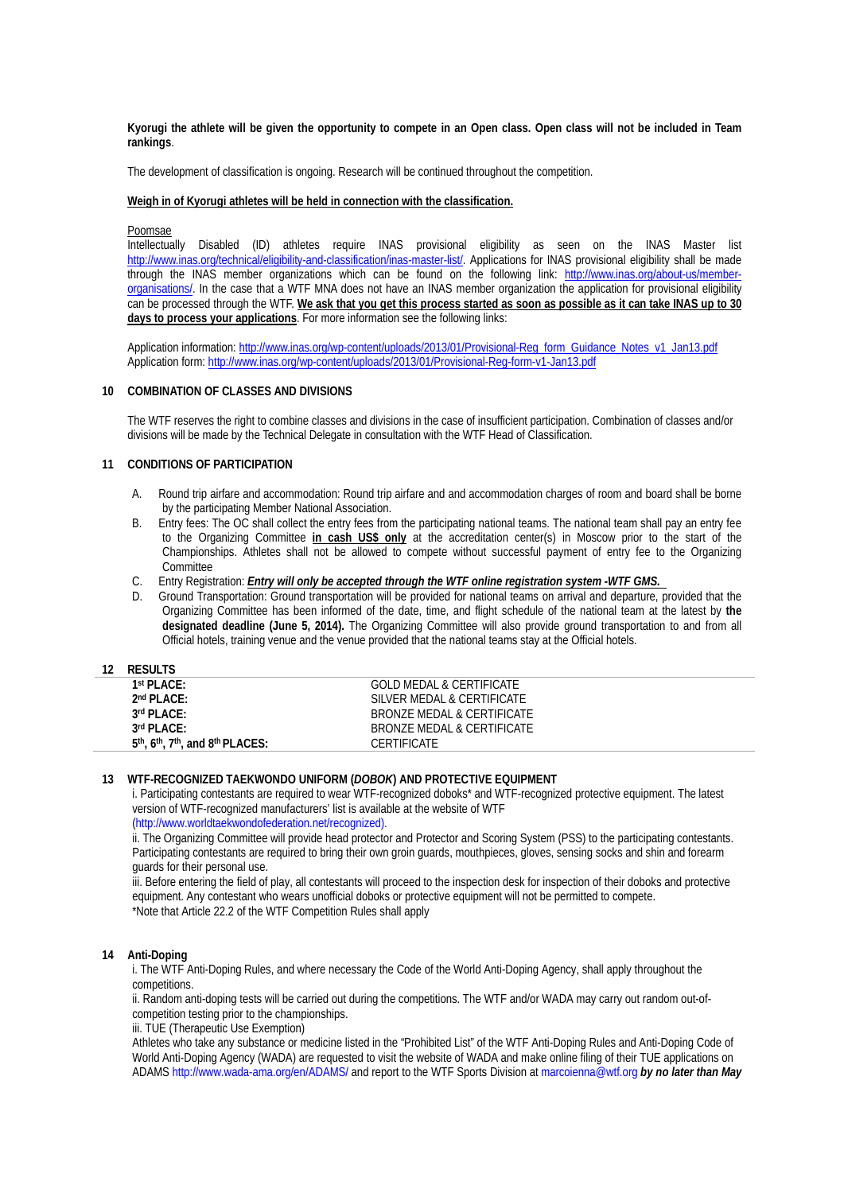**Kyorugi the athlete will be given the opportunity to compete in an Open class. Open class will not be included in Team rankings**.

The development of classification is ongoing. Research will be continued throughout the competition.

**Weigh in of Kyorugi athletes will be held in connection with the classification.**

Poomsae
Intellectually Disabled (ID) athletes require INAS provisional eligibility as seen on the INAS Master list http://www.inas.org/technical/eligibility-and-classification/inas-master-list/. Applications for INAS provisional eligibility shall be made through the INAS member organizations which can be found on the following link: http://www.inas.org/about-us/member-organisations/. In the case that a WTF MNA does not have an INAS member organization the application for provisional eligibility can be processed through the WTF. **We ask that you get this process started as soon as possible as it can take INAS up to 30 days to process your applications**. For more information see the following links:

Application information: http://www.inas.org/wp-content/uploads/2013/01/Provisional-Reg_form_Guidance_Notes_v1_Jan13.pdf
Application form: http://www.inas.org/wp-content/uploads/2013/01/Provisional-Reg-form-v1-Jan13.pdf

## 10 COMBINATION OF CLASSES AND DIVISIONS

The WTF reserves the right to combine classes and divisions in the case of insufficient participation. Combination of classes and/or divisions will be made by the Technical Delegate in consultation with the WTF Head of Classification.

## 11 CONDITIONS OF PARTICIPATION

A. Round trip airfare and accommodation: Round trip airfare and and accommodation charges of room and board shall be borne by the participating Member National Association.
B. Entry fees: The OC shall collect the entry fees from the participating national teams. The national team shall pay an entry fee to the Organizing Committee **in cash US$ only** at the accreditation center(s) in Moscow prior to the start of the Championships. Athletes shall not be allowed to compete without successful payment of entry fee to the Organizing Committee
C. Entry Registration: ***Entry will only be accepted through the WTF online registration system -WTF GMS.***
D. Ground Transportation: Ground transportation will be provided for national teams on arrival and departure, provided that the Organizing Committee has been informed of the date, time, and flight schedule of the national team at the latest by **the designated deadline (June 5, 2014).** The Organizing Committee will also provide ground transportation to and from all Official hotels, training venue and the venue provided that the national teams stay at the Official hotels.

## 12 RESULTS

| | |
|---|---|
| **1st PLACE:** | GOLD MEDAL & CERTIFICATE |
| **2nd PLACE:** | SILVER MEDAL & CERTIFICATE |
| **3rd PLACE:** | BRONZE MEDAL & CERTIFICATE |
| **3rd PLACE:** | BRONZE MEDAL & CERTIFICATE |
| **5th, 6th, 7th, and 8th PLACES:** | CERTIFICATE |

## 13 WTF-RECOGNIZED TAEKWONDO UNIFORM (*DOBOK*) AND PROTECTIVE EQUIPMENT

i. Participating contestants are required to wear WTF-recognized doboks* and WTF-recognized protective equipment. The latest version of WTF-recognized manufacturers' list is available at the website of WTF (http://www.worldtaekwondofederation.net/recognized).
ii. The Organizing Committee will provide head protector and Protector and Scoring System (PSS) to the participating contestants. Participating contestants are required to bring their own groin guards, mouthpieces, gloves, sensing socks and shin and forearm guards for their personal use.
iii. Before entering the field of play, all contestants will proceed to the inspection desk for inspection of their doboks and protective equipment. Any contestant who wears unofficial doboks or protective equipment will not be permitted to compete.
*Note that Article 22.2 of the WTF Competition Rules shall apply

## 14 Anti-Doping

i. The WTF Anti-Doping Rules, and where necessary the Code of the World Anti-Doping Agency, shall apply throughout the competitions.
ii. Random anti-doping tests will be carried out during the competitions. The WTF and/or WADA may carry out random out-of-competition testing prior to the championships.
iii. TUE (Therapeutic Use Exemption)
Athletes who take any substance or medicine listed in the "Prohibited List" of the WTF Anti-Doping Rules and Anti-Doping Code of World Anti-Doping Agency (WADA) are requested to visit the website of WADA and make online filing of their TUE applications on ADAMS http://www.wada-ama.org/en/ADAMS/ and report to the WTF Sports Division at marcoienna@wtf.org ***by no later than May***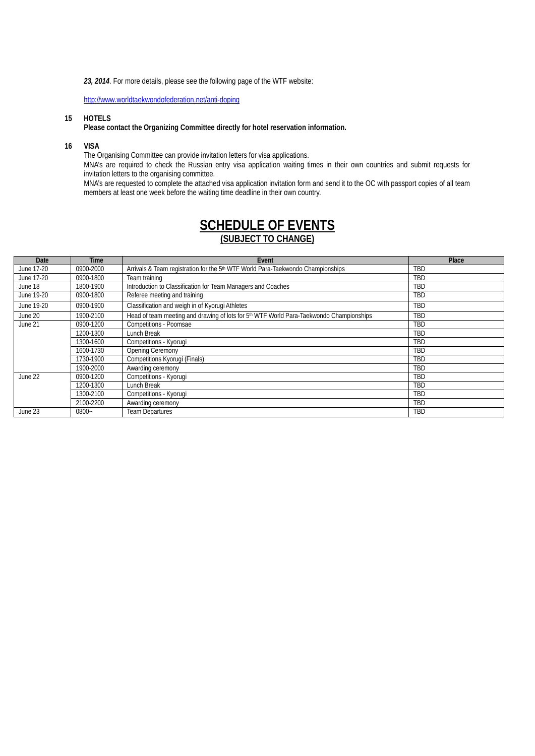***23, 2014***. For more details, please see the following page of the WTF website:

http://www.worldtaekwondofederation.net/anti-doping

**15 HOTELS**

**Please contact the Organizing Committee directly for hotel reservation information.**

**16 VISA**

The Organising Committee can provide invitation letters for visa applications.

MNA's are required to check the Russian entry visa application waiting times in their own countries and submit requests for invitation letters to the organising committee.

MNA's are requested to complete the attached visa application invitation form and send it to the OC with passport copies of all team members at least one week before the waiting time deadline in their own country.

# SCHEDULE OF EVENTS
## (SUBJECT TO CHANGE)

| Date | Time | Event | Place |
|---|---|---|---|
| June 17-20 | 0900-2000 | Arrivals & Team registration for the 5th WTF World Para-Taekwondo Championships | TBD |
| June 17-20 | 0900-1800 | Team training | TBD |
| June 18 | 1800-1900 | Introduction to Classification for Team Managers and Coaches | TBD |
| June 19-20 | 0900-1800 | Referee meeting and training | TBD |
| June 19-20 | 0900-1900 | Classification and weigh in of Kyorugi Athletes | TBD |
| June 20 | 1900-2100 | Head of team meeting and drawing of lots for 5th WTF World Para-Taekwondo Championships | TBD |
| June 21 | 0900-1200 | Competitions - Poomsae | TBD |
| | 1200-1300 | Lunch Break | TBD |
| | 1300-1600 | Competitions - Kyorugi | TBD |
| | 1600-1730 | Opening Ceremony | TBD |
| | 1730-1900 | Competitions Kyorugi (Finals) | TBD |
| | 1900-2000 | Awarding ceremony | TBD |
| June 22 | 0900-1200 | Competitions - Kyorugi | TBD |
| | 1200-1300 | Lunch Break | TBD |
| | 1300-2100 | Competitions - Kyorugi | TBD |
| | 2100-2200 | Awarding ceremony | TBD |
| June 23 | 0800~ | Team Departures | TBD |